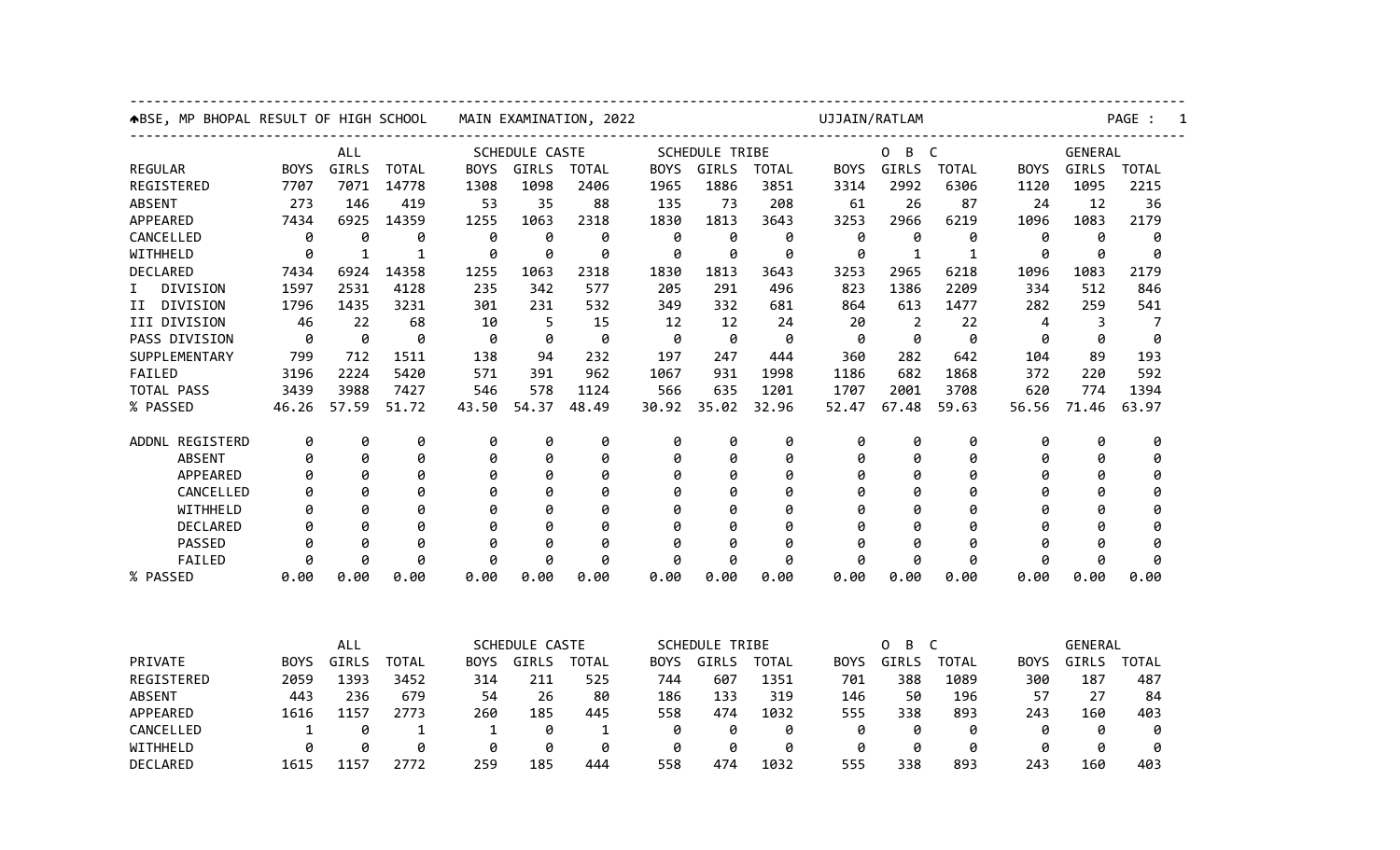BSE, MP BHOPAL RESULT OF HIGH SCHOOL MAIN EXAMINATION, 2022 UJJAIN/RATLAM

| | ALL | | | SCHEDULE CASTE | | | SCHEDULE TRIBE | | | O B C | | | GENERAL | | |
|---|---|---|---|---|---|---|---|---|---|---|---|---|---|---|---|
| REGULAR | BOYS | GIRLS | TOTAL | BOYS | GIRLS | TOTAL | BOYS | GIRLS | TOTAL | BOYS | GIRLS | TOTAL | BOYS | GIRLS | TOTAL |
| REGISTERED | 7707 | 7071 | 14778 | 1308 | 1098 | 2406 | 1965 | 1886 | 3851 | 3314 | 2992 | 6306 | 1120 | 1095 | 2215 |
| ABSENT | 273 | 146 | 419 | 53 | 35 | 88 | 135 | 73 | 208 | 61 | 26 | 87 | 24 | 12 | 36 |
| APPEARED | 7434 | 6925 | 14359 | 1255 | 1063 | 2318 | 1830 | 1813 | 3643 | 3253 | 2966 | 6219 | 1096 | 1083 | 2179 |
| CANCELLED | 0 | 0 | 0 | 0 | 0 | 0 | 0 | 0 | 0 | 0 | 0 | 0 | 0 | 0 | 0 |
| WITHHELD | 0 | 1 | 1 | 0 | 0 | 0 | 0 | 0 | 0 | 0 | 1 | 1 | 0 | 0 | 0 |
| DECLARED | 7434 | 6924 | 14358 | 1255 | 1063 | 2318 | 1830 | 1813 | 3643 | 3253 | 2965 | 6218 | 1096 | 1083 | 2179 |
| I DIVISION | 1597 | 2531 | 4128 | 235 | 342 | 577 | 205 | 291 | 496 | 823 | 1386 | 2209 | 334 | 512 | 846 |
| II DIVISION | 1796 | 1435 | 3231 | 301 | 231 | 532 | 349 | 332 | 681 | 864 | 613 | 1477 | 282 | 259 | 541 |
| III DIVISION | 46 | 22 | 68 | 10 | 5 | 15 | 12 | 12 | 24 | 20 | 2 | 22 | 4 | 3 | 7 |
| PASS DIVISION | 0 | 0 | 0 | 0 | 0 | 0 | 0 | 0 | 0 | 0 | 0 | 0 | 0 | 0 | 0 |
| SUPPLEMENTARY | 799 | 712 | 1511 | 138 | 94 | 232 | 197 | 247 | 444 | 360 | 282 | 642 | 104 | 89 | 193 |
| FAILED | 3196 | 2224 | 5420 | 571 | 391 | 962 | 1067 | 931 | 1998 | 1186 | 682 | 1868 | 372 | 220 | 592 |
| TOTAL PASS | 3439 | 3988 | 7427 | 546 | 578 | 1124 | 566 | 635 | 1201 | 1707 | 2001 | 3708 | 620 | 774 | 1394 |
| % PASSED | 46.26 | 57.59 | 51.72 | 43.50 | 54.37 | 48.49 | 30.92 | 35.02 | 32.96 | 52.47 | 67.48 | 59.63 | 56.56 | 71.46 | 63.97 |
| ADDNL REGISTERD | 0 | 0 | 0 | 0 | 0 | 0 | 0 | 0 | 0 | 0 | 0 | 0 | 0 | 0 | 0 |
| ABSENT | 0 | 0 | 0 | 0 | 0 | 0 | 0 | 0 | 0 | 0 | 0 | 0 | 0 | 0 | 0 |
| APPEARED | 0 | 0 | 0 | 0 | 0 | 0 | 0 | 0 | 0 | 0 | 0 | 0 | 0 | 0 | 0 |
| CANCELLED | 0 | 0 | 0 | 0 | 0 | 0 | 0 | 0 | 0 | 0 | 0 | 0 | 0 | 0 | 0 |
| WITHHELD | 0 | 0 | 0 | 0 | 0 | 0 | 0 | 0 | 0 | 0 | 0 | 0 | 0 | 0 | 0 |
| DECLARED | 0 | 0 | 0 | 0 | 0 | 0 | 0 | 0 | 0 | 0 | 0 | 0 | 0 | 0 | 0 |
| PASSED | 0 | 0 | 0 | 0 | 0 | 0 | 0 | 0 | 0 | 0 | 0 | 0 | 0 | 0 | 0 |
| FAILED | 0 | 0 | 0 | 0 | 0 | 0 | 0 | 0 | 0 | 0 | 0 | 0 | 0 | 0 | 0 |
| % PASSED | 0.00 | 0.00 | 0.00 | 0.00 | 0.00 | 0.00 | 0.00 | 0.00 | 0.00 | 0.00 | 0.00 | 0.00 | 0.00 | 0.00 | 0.00 |

| | ALL | | | SCHEDULE CASTE | | | SCHEDULE TRIBE | | | O B C | | | GENERAL | | |
|---|---|---|---|---|---|---|---|---|---|---|---|---|---|---|---|
| PRIVATE | BOYS | GIRLS | TOTAL | BOYS | GIRLS | TOTAL | BOYS | GIRLS | TOTAL | BOYS | GIRLS | TOTAL | BOYS | GIRLS | TOTAL |
| REGISTERED | 2059 | 1393 | 3452 | 314 | 211 | 525 | 744 | 607 | 1351 | 701 | 388 | 1089 | 300 | 187 | 487 |
| ABSENT | 443 | 236 | 679 | 54 | 26 | 80 | 186 | 133 | 319 | 146 | 50 | 196 | 57 | 27 | 84 |
| APPEARED | 1616 | 1157 | 2773 | 260 | 185 | 445 | 558 | 474 | 1032 | 555 | 338 | 893 | 243 | 160 | 403 |
| CANCELLED | 1 | 0 | 1 | 1 | 0 | 1 | 0 | 0 | 0 | 0 | 0 | 0 | 0 | 0 | 0 |
| WITHHELD | 0 | 0 | 0 | 0 | 0 | 0 | 0 | 0 | 0 | 0 | 0 | 0 | 0 | 0 | 0 |
| DECLARED | 1615 | 1157 | 2772 | 259 | 185 | 444 | 558 | 474 | 1032 | 555 | 338 | 893 | 243 | 160 | 403 |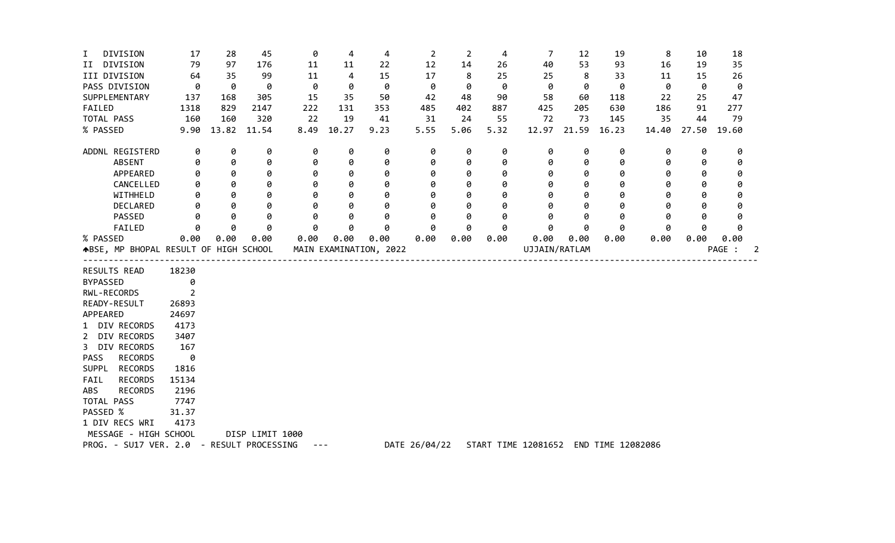| | | | | | | | | | | | | | | | |
|---|---|---|---|---|---|---|---|---|---|---|---|---|---|---|---|
| I DIVISION | 17 | 28 | 45 | 0 | 4 | 4 | 2 | 2 | 4 | 7 | 12 | 19 | 8 | 10 | 18 |
| II DIVISION | 79 | 97 | 176 | 11 | 11 | 22 | 12 | 14 | 26 | 40 | 53 | 93 | 16 | 19 | 35 |
| III DIVISION | 64 | 35 | 99 | 11 | 4 | 15 | 17 | 8 | 25 | 25 | 8 | 33 | 11 | 15 | 26 |
| PASS DIVISION | 0 | 0 | 0 | 0 | 0 | 0 | 0 | 0 | 0 | 0 | 0 | 0 | 0 | 0 | 0 |
| SUPPLEMENTARY | 137 | 168 | 305 | 15 | 35 | 50 | 42 | 48 | 90 | 58 | 60 | 118 | 22 | 25 | 47 |
| FAILED | 1318 | 829 | 2147 | 222 | 131 | 353 | 485 | 402 | 887 | 425 | 205 | 630 | 186 | 91 | 277 |
| TOTAL PASS | 160 | 160 | 320 | 22 | 19 | 41 | 31 | 24 | 55 | 72 | 73 | 145 | 35 | 44 | 79 |
| % PASSED | 9.90 | 13.82 | 11.54 | 8.49 | 10.27 | 9.23 | 5.55 | 5.06 | 5.32 | 12.97 | 21.59 | 16.23 | 14.40 | 27.50 | 19.60 |
| ADDNL REGISTERD | 0 | 0 | 0 | 0 | 0 | 0 | 0 | 0 | 0 | 0 | 0 | 0 | 0 | 0 | 0 |
| ABSENT | 0 | 0 | 0 | 0 | 0 | 0 | 0 | 0 | 0 | 0 | 0 | 0 | 0 | 0 | 0 |
| APPEARED | 0 | 0 | 0 | 0 | 0 | 0 | 0 | 0 | 0 | 0 | 0 | 0 | 0 | 0 | 0 |
| CANCELLED | 0 | 0 | 0 | 0 | 0 | 0 | 0 | 0 | 0 | 0 | 0 | 0 | 0 | 0 | 0 |
| WITHHELD | 0 | 0 | 0 | 0 | 0 | 0 | 0 | 0 | 0 | 0 | 0 | 0 | 0 | 0 | 0 |
| DECLARED | 0 | 0 | 0 | 0 | 0 | 0 | 0 | 0 | 0 | 0 | 0 | 0 | 0 | 0 | 0 |
| PASSED | 0 | 0 | 0 | 0 | 0 | 0 | 0 | 0 | 0 | 0 | 0 | 0 | 0 | 0 | 0 |
| FAILED | 0 | 0 | 0 | 0 | 0 | 0 | 0 | 0 | 0 | 0 | 0 | 0 | 0 | 0 | 0 |
| % PASSED | 0.00 | 0.00 | 0.00 | 0.00 | 0.00 | 0.00 | 0.00 | 0.00 | 0.00 | 0.00 | 0.00 | 0.00 | 0.00 | 0.00 | 0.00 |

BSE, MP BHOPAL RESULT OF HIGH SCHOOL MAIN EXAMINATION, 2022 UJJAIN/RATLAM

| | |
|---|---|
| RESULTS READ | 18230 |
| BYPASSED | 0 |
| RWL-RECORDS | 2 |
| READY-RESULT | 26893 |
| APPEARED | 24697 |
| 1 DIV RECORDS | 4173 |
| 2 DIV RECORDS | 3407 |
| 3 DIV RECORDS | 167 |
| PASS RECORDS | 0 |
| SUPPL RECORDS | 1816 |
| FAIL RECORDS | 15134 |
| ABS RECORDS | 2196 |
| TOTAL PASS | 7747 |
| PASSED % | 31.37 |
| 1 DIV RECS WRI | 4173 |

MESSAGE - HIGH SCHOOL DISP LIMIT 1000

PROG. - SU17 VER. 2.0 - RESULT PROCESSING --- DATE 26/04/22 START TIME 12081652 END TIME 12082086